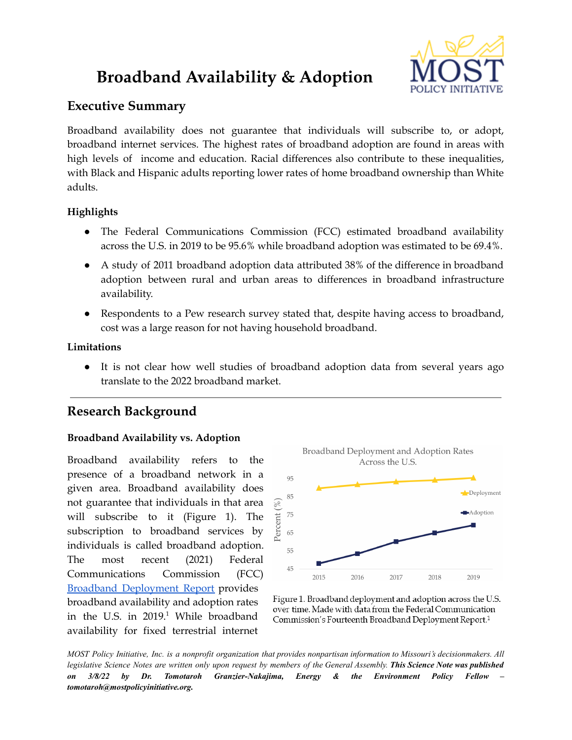# Broadband Availability & Adoption

## Executive Summary

Broadband availability does not guarantee that individuals will subscribe to, or adopt, broadband internet services. The highest rates of broadband adoption are found in areas with high levels of income and education. Racial differences also contribute to these inequalities, with Black and Hispanic adults reporting lower rates of home broadband ownership than White adults.

### Highlights

- The Federal Communications Commission (FCC) estimated broadband availability across the U.S. in 2019 to be 95.6% while broadband adoption was estimated to be 69.4%.
- A study of 2011 broadband adoption data attributed 38% of the difference in broadband adoption between rural and urban areas to differences in broadband infrastructure availability.
- Respondents to a Pew research survey stated that, despite having access to broadband, cost was a large reason for not having household broadband.

### Limitations

- It is not clear how well studies of broadband adoption data from several years ago translate to the 2022 broadband market.

---

## Research Background

### Broadband Availability vs. Adoption

Broadband availability refers to the presence of a broadband network in a given area. Broadband availability does not guarantee that individuals in that area will subscribe to it (Figure 1). The subscription to broadband services by individuals is called broadband adoption. The most recent (2021) Federal Communications Commission (FCC) [Broadband Deployment Report](#) provides broadband availability and adoption rates in the U.S. in 2019.[1] While broadband availability for fixed terrestrial internet

Figure 1. Broadband deployment and adoption across the U.S. over time. Made with data from the Federal Communication Commission's Fourteenth Broadband Deployment Report.[1]

*MOST Policy Initiative, Inc. is a nonprofit organization that provides nonpartisan information to Missouri's decisionmakers. All legislative Science Notes are written only upon request by members of the General Assembly.* ***This Science Note was published on 3/8/22 by Dr. Tomotaroh Granzier-Nakajima, Energy & the Environment Policy Fellow – tomotaroh@mostpolicyinitiative.org.***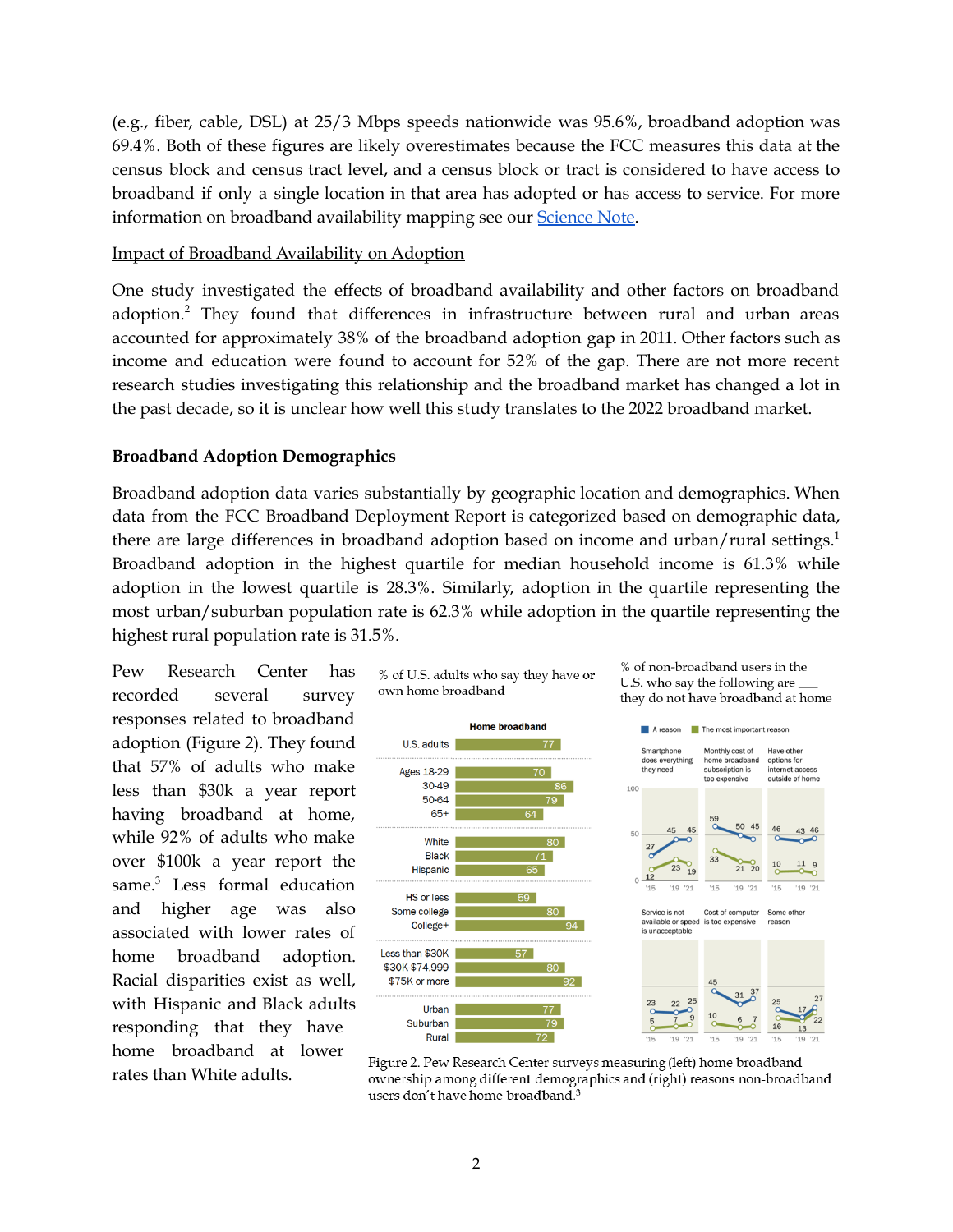(e.g., fiber, cable, DSL) at 25/3 Mbps speeds nationwide was 95.6%, broadband adoption was 69.4%. Both of these figures are likely overestimates because the FCC measures this data at the census block and census tract level, and a census block or tract is considered to have access to broadband if only a single location in that area has adopted or has access to service. For more information on broadband availability mapping see our Science Note.

Impact of Broadband Availability on Adoption

One study investigated the effects of broadband availability and other factors on broadband adoption.[2] They found that differences in infrastructure between rural and urban areas accounted for approximately 38% of the broadband adoption gap in 2011. Other factors such as income and education were found to account for 52% of the gap. There are not more recent research studies investigating this relationship and the broadband market has changed a lot in the past decade, so it is unclear how well this study translates to the 2022 broadband market.

## Broadband Adoption Demographics

Broadband adoption data varies substantially by geographic location and demographics. When data from the FCC Broadband Deployment Report is categorized based on demographic data, there are large differences in broadband adoption based on income and urban/rural settings.[1] Broadband adoption in the highest quartile for median household income is 61.3% while adoption in the lowest quartile is 28.3%. Similarly, adoption in the quartile representing the most urban/suburban population rate is 62.3% while adoption in the quartile representing the highest rural population rate is 31.5%.

Pew Research Center has recorded several survey responses related to broadband adoption (Figure 2). They found that 57% of adults who make less than $30k a year report having broadband at home, while 92% of adults who make over $100k a year report the same.[3] Less formal education and higher age was also associated with lower rates of home broadband adoption. Racial disparities exist as well, with Hispanic and Black adults responding that they have home broadband at lower rates than White adults.

% of U.S. adults who say they have or own home broadband

| | Home broadband |
|---|---|
| U.S. adults | 77 |
| Ages 18-29 | 70 |
| 30-49 | 86 |
| 50-64 | 79 |
| 65+ | 64 |
| White | 80 |
| Black | 71 |
| Hispanic | 65 |
| HS or less | 59 |
| Some college | 80 |
| College+ | 94 |
| Less than $30K | 57 |
| $30K-$74,999 | 80 |
| $75K or more | 92 |
| Urban | 77 |
| Suburban | 79 |
| Rural | 72 |

% of non-broadband users in the U.S. who say the following are ___ they do not have broadband at home

| Reason | A reason ('15 / '19 / '21) | The most important reason ('15 / '19 / '21) |
|---|---|---|
| Smartphone does everything they need | 27 / 45 / 45 | 12 / 23 / 19 |
| Monthly cost of home broadband subscription is too expensive | 59 / 50 / 45 | 33 / 21 / 20 |
| Have other options for internet access outside of home | 46 / 43 / 46 | 10 / 11 / 9 |
| Service is not available or speed is unacceptable | 23 / 22 / 25 | 5 / 7 / 9 |
| Cost of computer is too expensive | 45 / 31 / 37 | 10 / 6 / 7 |
| Some other reason | 25 / 17 / 27 | 16 / 13 / 22 |

Figure 2. Pew Research Center surveys measuring (left) home broadband ownership among different demographics and (right) reasons non-broadband users don't have home broadband.[3]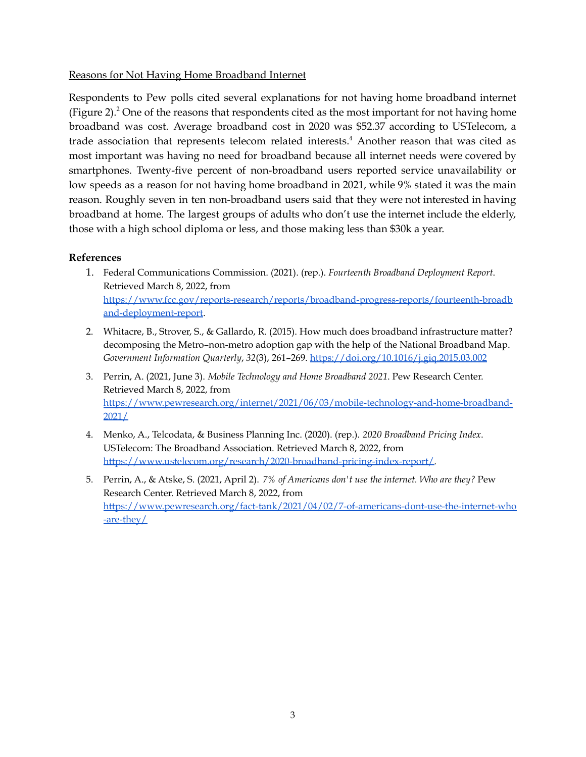Reasons for Not Having Home Broadband Internet

Respondents to Pew polls cited several explanations for not having home broadband internet (Figure 2).[2] One of the reasons that respondents cited as the most important for not having home broadband was cost. Average broadband cost in 2020 was $52.37 according to USTelecom, a trade association that represents telecom related interests.[4] Another reason that was cited as most important was having no need for broadband because all internet needs were covered by smartphones. Twenty-five percent of non-broadband users reported service unavailability or low speeds as a reason for not having home broadband in 2021, while 9% stated it was the main reason. Roughly seven in ten non-broadband users said that they were not interested in having broadband at home. The largest groups of adults who don't use the internet include the elderly, those with a high school diploma or less, and those making less than $30k a year.

**References**

1. Federal Communications Commission. (2021). (rep.). *Fourteenth Broadband Deployment Report*. Retrieved March 8, 2022, from https://www.fcc.gov/reports-research/reports/broadband-progress-reports/fourteenth-broadband-deployment-report.
2. Whitacre, B., Strover, S., & Gallardo, R. (2015). How much does broadband infrastructure matter? decomposing the Metro–non-metro adoption gap with the help of the National Broadband Map. *Government Information Quarterly*, *32*(3), 261–269. https://doi.org/10.1016/j.giq.2015.03.002
3. Perrin, A. (2021, June 3). *Mobile Technology and Home Broadband 2021*. Pew Research Center. Retrieved March 8, 2022, from https://www.pewresearch.org/internet/2021/06/03/mobile-technology-and-home-broadband-2021/
4. Menko, A., Telcodata, & Business Planning Inc. (2020). (rep.). *2020 Broadband Pricing Index*. USTelecom: The Broadband Association. Retrieved March 8, 2022, from https://www.ustelecom.org/research/2020-broadband-pricing-index-report/.
5. Perrin, A., & Atske, S. (2021, April 2). *7% of Americans don't use the internet. Who are they?* Pew Research Center. Retrieved March 8, 2022, from https://www.pewresearch.org/fact-tank/2021/04/02/7-of-americans-dont-use-the-internet-who-are-they/